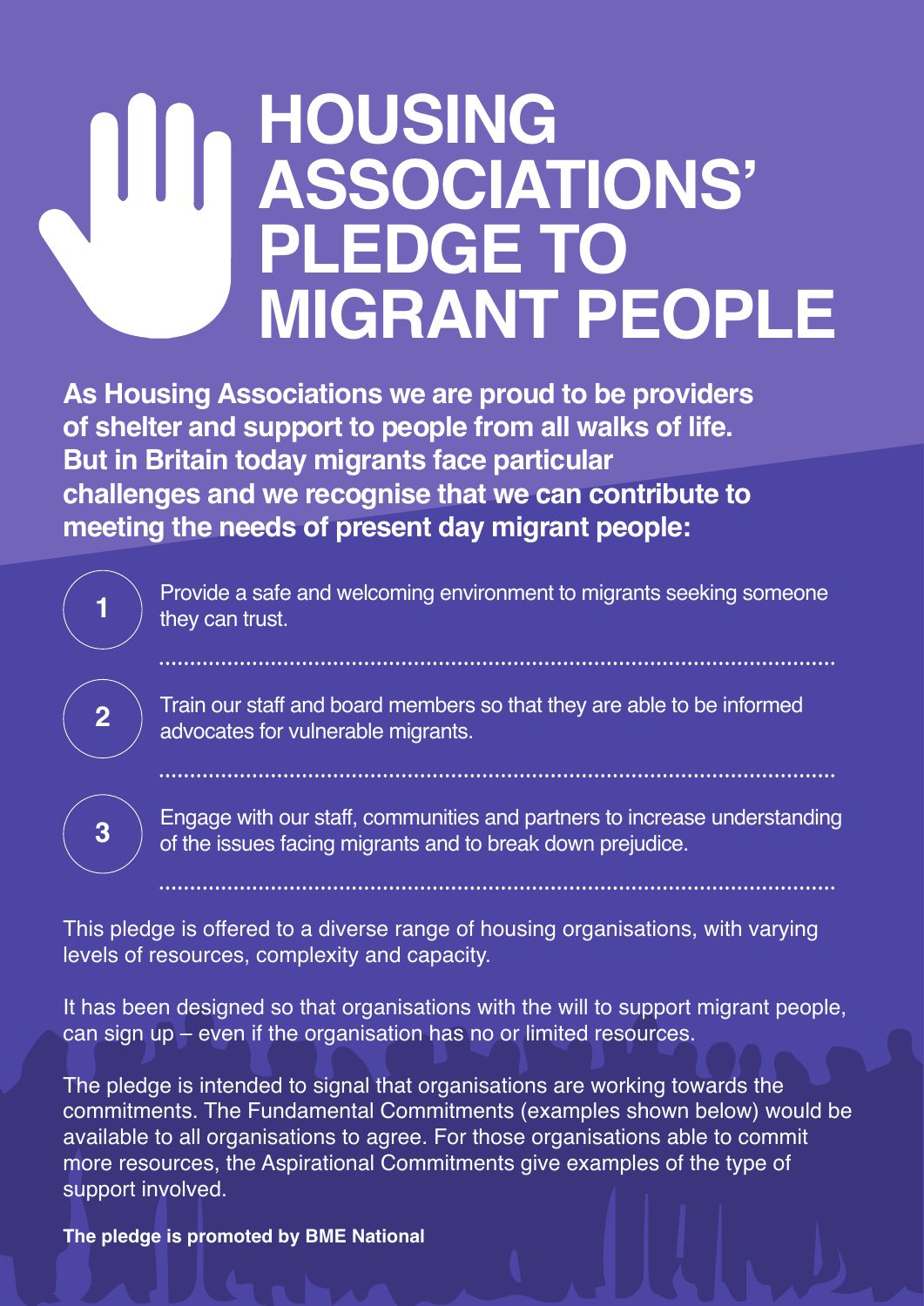# HOUSING ASSOCIATIONS' PLEDGE TO MIGRANT PEOPLE

**As Housing Associations we are proud to be providers of shelter and support to people from all walks of life. But in Britain today migrants face particular challenges and we recognise that we can contribute to meeting the needs of present day migrant people:**

1. Provide a safe and welcoming environment to migrants seeking someone they can trust.
2. Train our staff and board members so that they are able to be informed advocates for vulnerable migrants.
3. Engage with our staff, communities and partners to increase understanding of the issues facing migrants and to break down prejudice.

This pledge is offered to a diverse range of housing organisations, with varying levels of resources, complexity and capacity.

It has been designed so that organisations with the will to support migrant people, can sign up – even if the organisation has no or limited resources.

The pledge is intended to signal that organisations are working towards the commitments. The Fundamental Commitments (examples shown below) would be available to all organisations to agree. For those organisations able to commit more resources, the Aspirational Commitments give examples of the type of support involved.

**The pledge is promoted by BME National**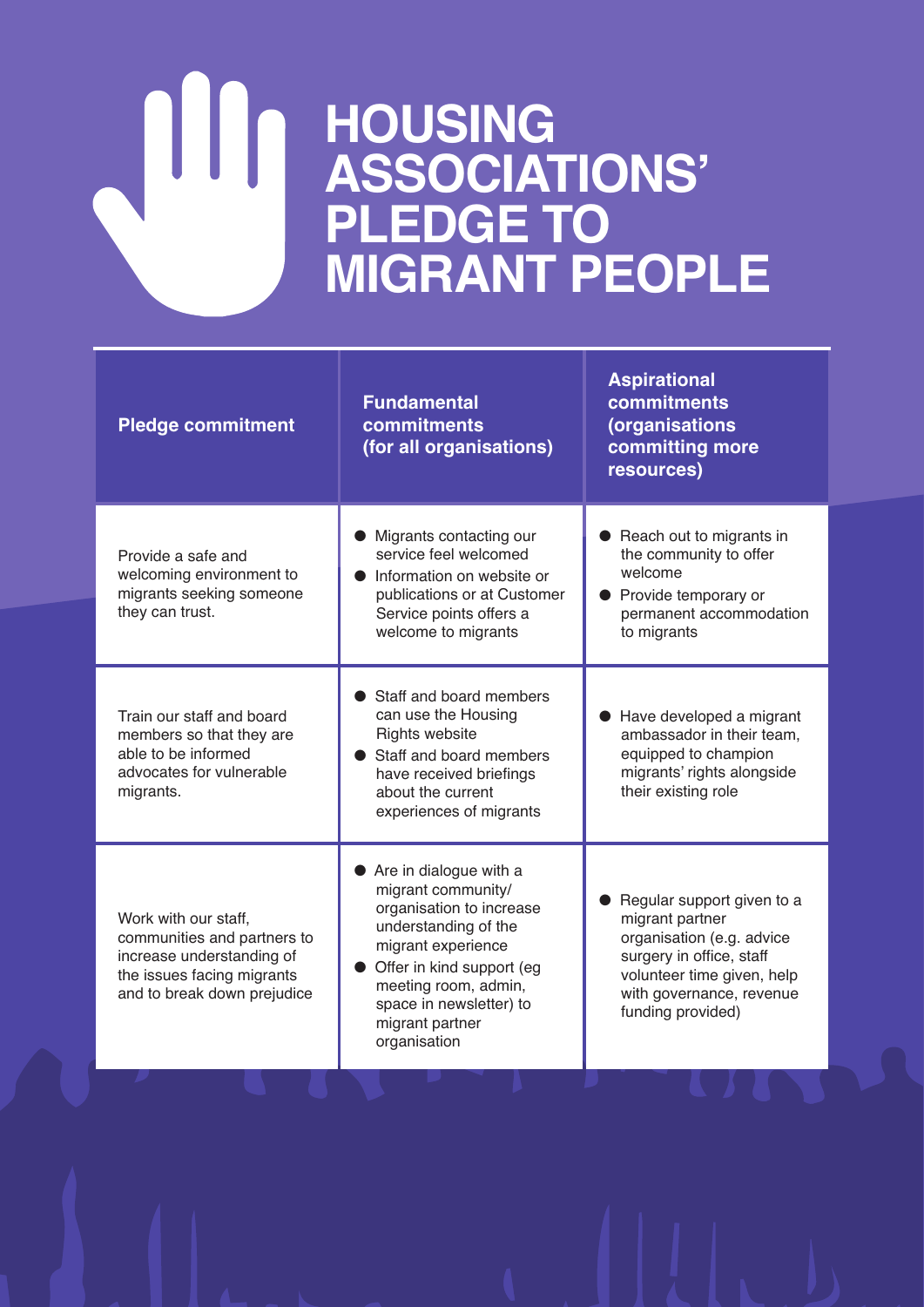# HOUSING ASSOCIATIONS' PLEDGE TO MIGRANT PEOPLE

| Pledge commitment | Fundamental commitments (for all organisations) | Aspirational commitments (organisations committing more resources) |
|---|---|---|
| Provide a safe and welcoming environment to migrants seeking someone they can trust. | ● Migrants contacting our service feel welcomed<br>● Information on website or publications or at Customer Service points offers a welcome to migrants | ● Reach out to migrants in the community to offer welcome<br>● Provide temporary or permanent accommodation to migrants |
| Train our staff and board members so that they are able to be informed advocates for vulnerable migrants. | ● Staff and board members can use the Housing Rights website<br>● Staff and board members have received briefings about the current experiences of migrants | ● Have developed a migrant ambassador in their team, equipped to champion migrants' rights alongside their existing role |
| Work with our staff, communities and partners to increase understanding of the issues facing migrants and to break down prejudice | ● Are in dialogue with a migrant community/ organisation to increase understanding of the migrant experience<br>● Offer in kind support (eg meeting room, admin, space in newsletter) to migrant partner organisation | ● Regular support given to a migrant partner organisation (e.g. advice surgery in office, staff volunteer time given, help with governance, revenue funding provided) |